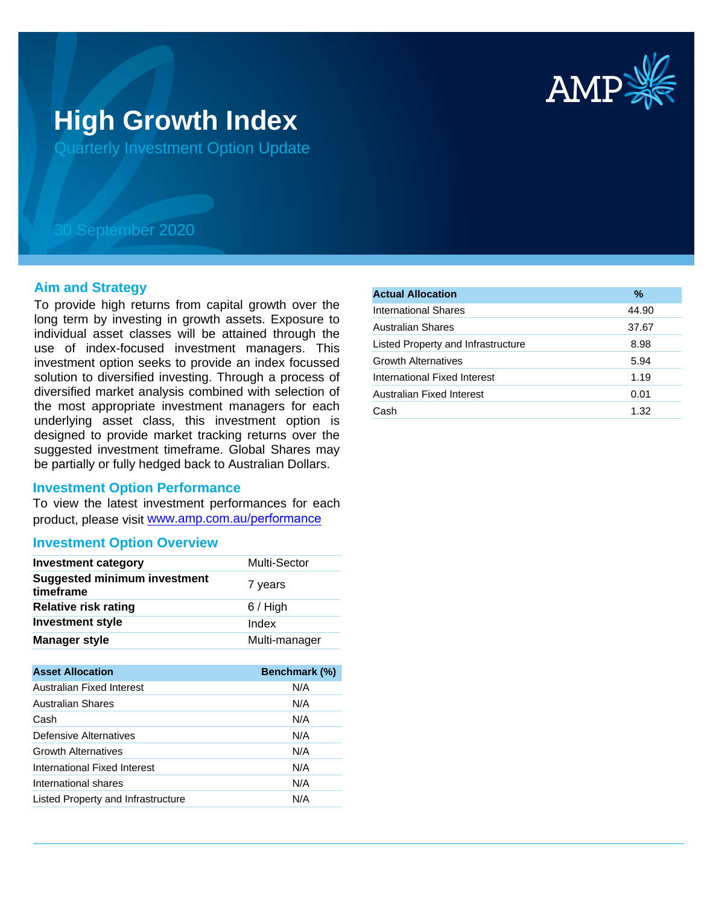# High Growth Index

## Quarterly Investment Option Update

30 September 2020

## Aim and Strategy

To provide high returns from capital growth over the long term by investing in growth assets. Exposure to individual asset classes will be attained through the use of index-focused investment managers. This investment option seeks to provide an index focussed solution to diversified investing. Through a process of diversified market analysis combined with selection of the most appropriate investment managers for each underlying asset class, this investment option is designed to provide market tracking returns over the suggested investment timeframe. Global Shares may be partially or fully hedged back to Australian Dollars.

## Investment Option Performance

To view the latest investment performances for each product, please visit www.amp.com.au/performance

## Investment Option Overview

| | |
|---|---|
| **Investment category** | Multi-Sector |
| **Suggested minimum investment timeframe** | 7 years |
| **Relative risk rating** | 6 / High |
| **Investment style** | Index |
| **Manager style** | Multi-manager |

| Asset Allocation | Benchmark (%) |
|---|---|
| Australian Fixed Interest | N/A |
| Australian Shares | N/A |
| Cash | N/A |
| Defensive Alternatives | N/A |
| Growth Alternatives | N/A |
| International Fixed Interest | N/A |
| International shares | N/A |
| Listed Property and Infrastructure | N/A |

| Actual Allocation | % |
|---|---|
| International Shares | 44.90 |
| Australian Shares | 37.67 |
| Listed Property and Infrastructure | 8.98 |
| Growth Alternatives | 5.94 |
| International Fixed Interest | 1.19 |
| Australian Fixed Interest | 0.01 |
| Cash | 1.32 |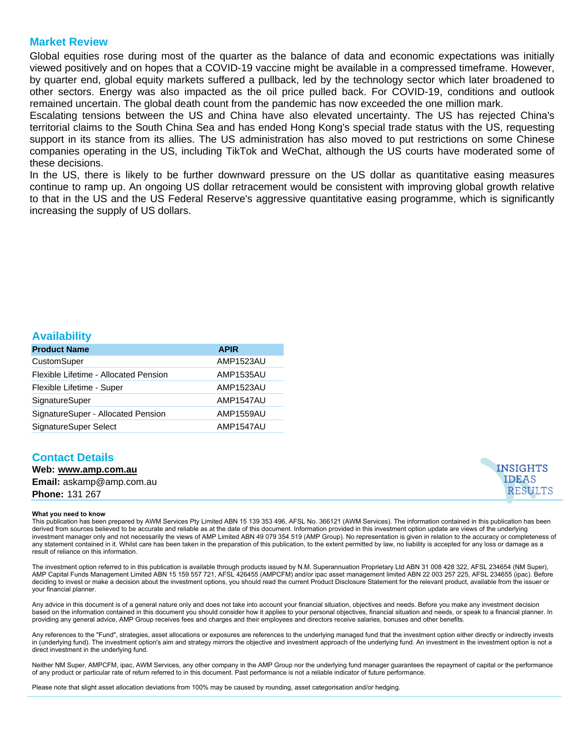## Market Review

Global equities rose during most of the quarter as the balance of data and economic expectations was initially viewed positively and on hopes that a COVID-19 vaccine might be available in a compressed timeframe. However, by quarter end, global equity markets suffered a pullback, led by the technology sector which later broadened to other sectors. Energy was also impacted as the oil price pulled back. For COVID-19, conditions and outlook remained uncertain. The global death count from the pandemic has now exceeded the one million mark.

Escalating tensions between the US and China have also elevated uncertainty. The US has rejected China's territorial claims to the South China Sea and has ended Hong Kong's special trade status with the US, requesting support in its stance from its allies. The US administration has also moved to put restrictions on some Chinese companies operating in the US, including TikTok and WeChat, although the US courts have moderated some of these decisions.

In the US, there is likely to be further downward pressure on the US dollar as quantitative easing measures continue to ramp up. An ongoing US dollar retracement would be consistent with improving global growth relative to that in the US and the US Federal Reserve's aggressive quantitative easing programme, which is significantly increasing the supply of US dollars.

## Availability

| Product Name | APIR |
|---|---|
| CustomSuper | AMP1523AU |
| Flexible Lifetime - Allocated Pension | AMP1535AU |
| Flexible Lifetime - Super | AMP1523AU |
| SignatureSuper | AMP1547AU |
| SignatureSuper - Allocated Pension | AMP1559AU |
| SignatureSuper Select | AMP1547AU |

## Contact Details

**Web:** **www.amp.com.au**
**Email:** askamp@amp.com.au
**Phone:** 131 267

INSIGHTS
IDEAS
RESULTS

**What you need to know**

This publication has been prepared by AWM Services Pty Limited ABN 15 139 353 496, AFSL No. 366121 (AWM Services). The information contained in this publication has been derived from sources believed to be accurate and reliable as at the date of this document. Information provided in this investment option update are views of the underlying investment manager only and not necessarily the views of AMP Limited ABN 49 079 354 519 (AMP Group). No representation is given in relation to the accuracy or completeness of any statement contained in it. Whilst care has been taken in the preparation of this publication, to the extent permitted by law, no liability is accepted for any loss or damage as a result of reliance on this information.

The investment option referred to in this publication is available through products issued by N.M. Superannuation Proprietary Ltd ABN 31 008 428 322, AFSL 234654 (NM Super), AMP Capital Funds Management Limited ABN 15 159 557 721, AFSL 426455 (AMPCFM) and/or ipac asset management limited ABN 22 003 257 225, AFSL 234655 (ipac). Before deciding to invest or make a decision about the investment options, you should read the current Product Disclosure Statement for the relevant product, available from the issuer or your financial planner.

Any advice in this document is of a general nature only and does not take into account your financial situation, objectives and needs. Before you make any investment decision based on the information contained in this document you should consider how it applies to your personal objectives, financial situation and needs, or speak to a financial planner. In providing any general advice, AMP Group receives fees and charges and their employees and directors receive salaries, bonuses and other benefits.

Any references to the "Fund", strategies, asset allocations or exposures are references to the underlying managed fund that the investment option either directly or indirectly invests in (underlying fund). The investment option's aim and strategy mirrors the objective and investment approach of the underlying fund. An investment in the investment option is not a direct investment in the underlying fund.

Neither NM Super, AMPCFM, ipac, AWM Services, any other company in the AMP Group nor the underlying fund manager guarantees the repayment of capital or the performance of any product or particular rate of return referred to in this document. Past performance is not a reliable indicator of future performance.

Please note that slight asset allocation deviations from 100% may be caused by rounding, asset categorisation and/or hedging.